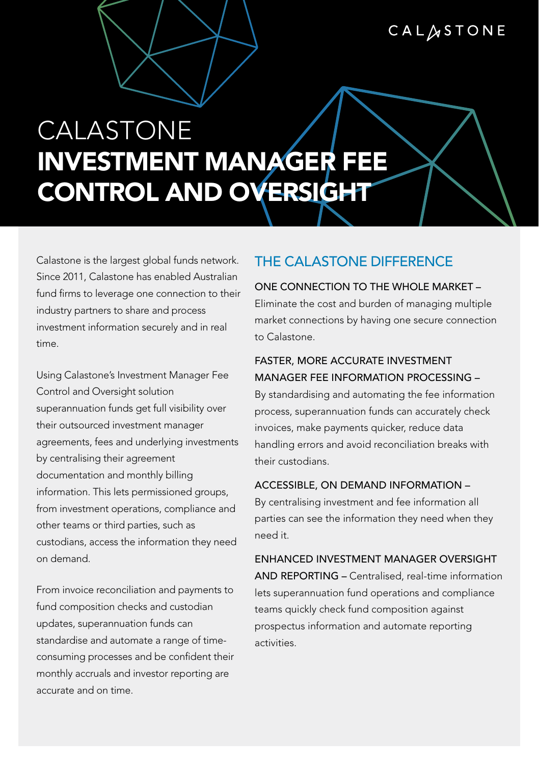# CALASTONE
# INVESTMENT MANAGER FEE CONTROL AND OVERSIGHT

Calastone is the largest global funds network. Since 2011, Calastone has enabled Australian fund firms to leverage one connection to their industry partners to share and process investment information securely and in real time.

Using Calastone's Investment Manager Fee Control and Oversight solution superannuation funds get full visibility over their outsourced investment manager agreements, fees and underlying investments by centralising their agreement documentation and monthly billing information. This lets permissioned groups, from investment operations, compliance and other teams or third parties, such as custodians, access the information they need on demand.

From invoice reconciliation and payments to fund composition checks and custodian updates, superannuation funds can standardise and automate a range of time-consuming processes and be confident their monthly accruals and investor reporting are accurate and on time.

## THE CALASTONE DIFFERENCE

ONE CONNECTION TO THE WHOLE MARKET – Eliminate the cost and burden of managing multiple market connections by having one secure connection to Calastone.

FASTER, MORE ACCURATE INVESTMENT MANAGER FEE INFORMATION PROCESSING – By standardising and automating the fee information process, superannuation funds can accurately check invoices, make payments quicker, reduce data handling errors and avoid reconciliation breaks with their custodians.

ACCESSIBLE, ON DEMAND INFORMATION – By centralising investment and fee information all parties can see the information they need when they need it.

ENHANCED INVESTMENT MANAGER OVERSIGHT AND REPORTING – Centralised, real-time information lets superannuation fund operations and compliance teams quickly check fund composition against prospectus information and automate reporting activities.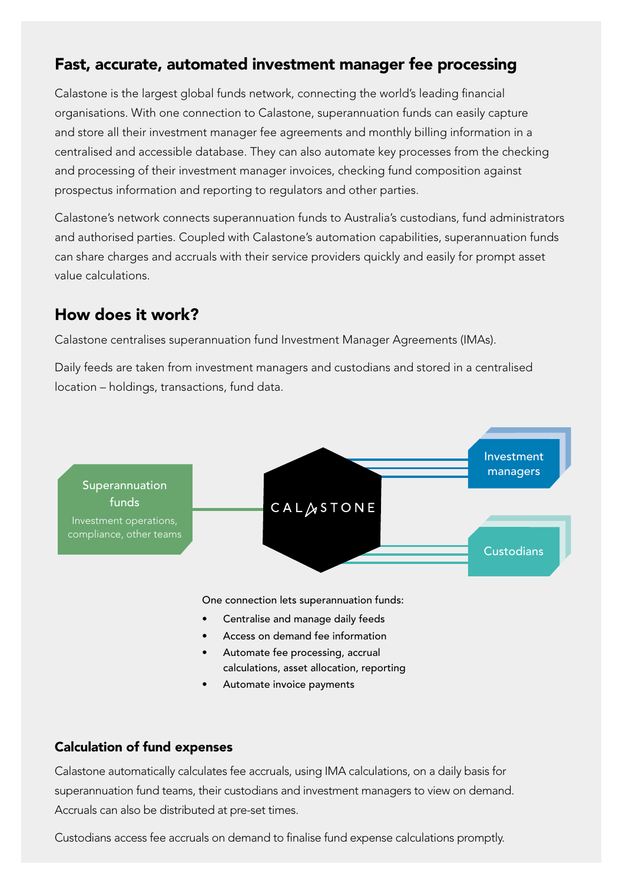## Fast, accurate, automated investment manager fee processing

Calastone is the largest global funds network, connecting the world's leading financial organisations. With one connection to Calastone, superannuation funds can easily capture and store all their investment manager fee agreements and monthly billing information in a centralised and accessible database. They can also automate key processes from the checking and processing of their investment manager invoices, checking fund composition against prospectus information and reporting to regulators and other parties.

Calastone's network connects superannuation funds to Australia's custodians, fund administrators and authorised parties. Coupled with Calastone's automation capabilities, superannuation funds can share charges and accruals with their service providers quickly and easily for prompt asset value calculations.

## How does it work?

Calastone centralises superannuation fund Investment Manager Agreements (IMAs).

Daily feeds are taken from investment managers and custodians and stored in a centralised location – holdings, transactions, fund data.

Superannuation funds
Investment operations, compliance, other teams

CALASTONE

Investment managers

Custodians

One connection lets superannuation funds:

- Centralise and manage daily feeds
- Access on demand fee information
- Automate fee processing, accrual calculations, asset allocation, reporting
- Automate invoice payments

### Calculation of fund expenses

Calastone automatically calculates fee accruals, using IMA calculations, on a daily basis for superannuation fund teams, their custodians and investment managers to view on demand. Accruals can also be distributed at pre-set times.

Custodians access fee accruals on demand to finalise fund expense calculations promptly.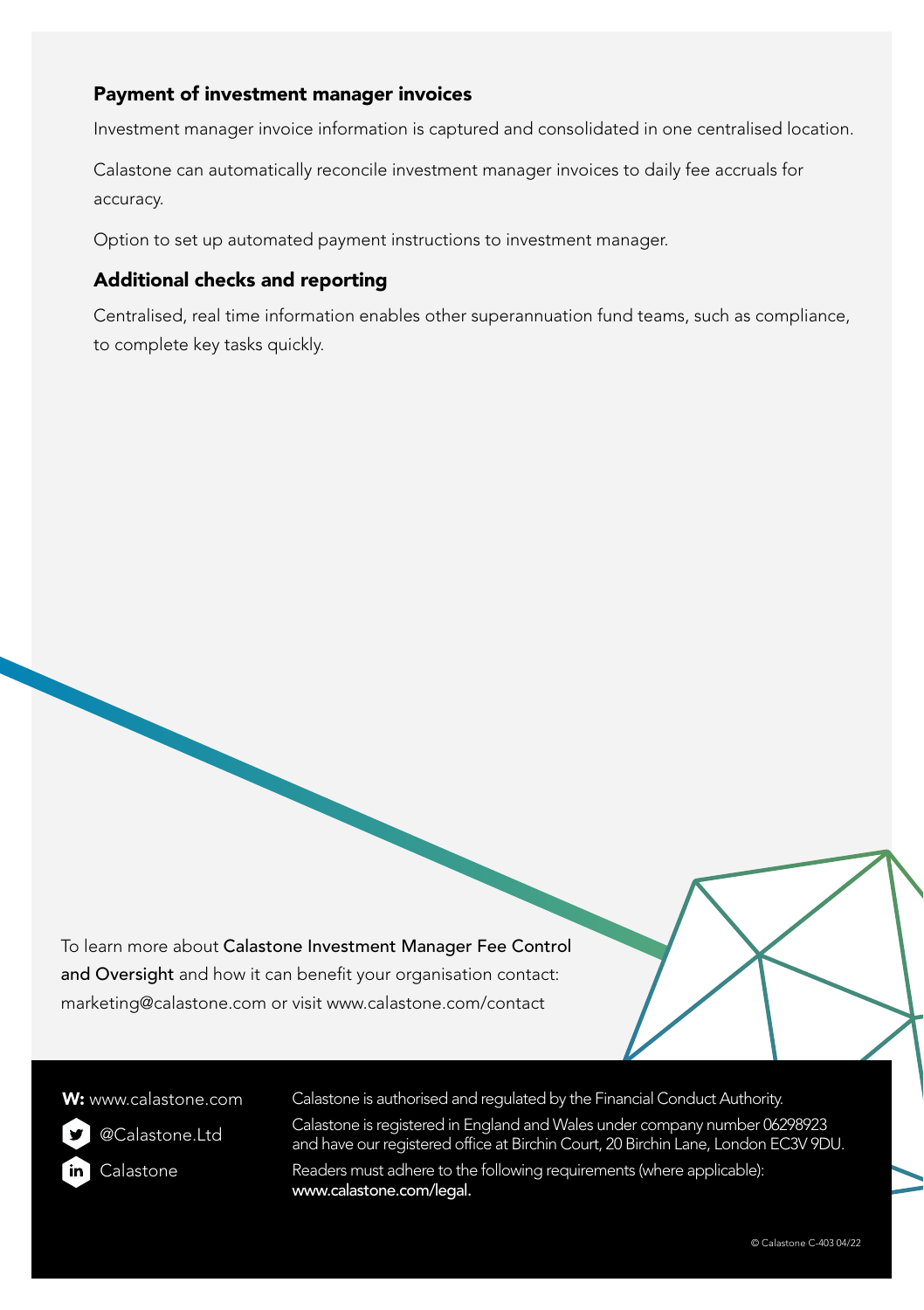### Payment of investment manager invoices

Investment manager invoice information is captured and consolidated in one centralised location.

Calastone can automatically reconcile investment manager invoices to daily fee accruals for accuracy.

Option to set up automated payment instructions to investment manager.

### Additional checks and reporting

Centralised, real time information enables other superannuation fund teams, such as compliance, to complete key tasks quickly.

To learn more about **Calastone Investment Manager Fee Control and Oversight** and how it can benefit your organisation contact: marketing@calastone.com or visit www.calastone.com/contact

**W:** www.calastone.com

@Calastone.Ltd

Calastone

Calastone is authorised and regulated by the Financial Conduct Authority.

Calastone is registered in England and Wales under company number 06298923 and have our registered office at Birchin Court, 20 Birchin Lane, London EC3V 9DU.

Readers must adhere to the following requirements (where applicable): **www.calastone.com/legal.**

© Calastone C-403 04/22